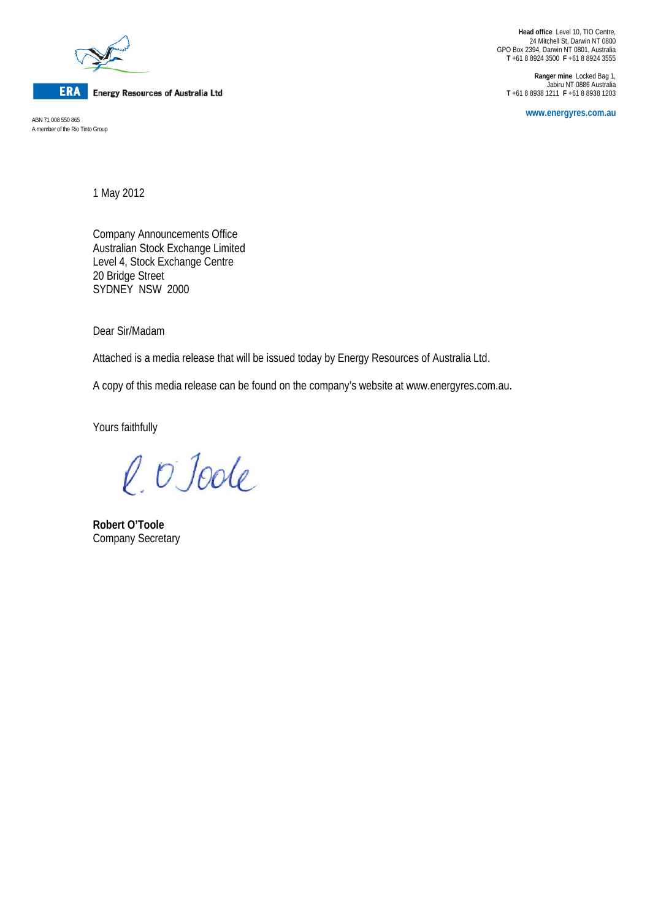**ERA** Energy Resources of Australia Ltd

ABN 71 008 550 865
A member of the Rio Tinto Group

**Head office** Level 10, TIO Centre,
24 Mitchell St, Darwin NT 0800
GPO Box 2394, Darwin NT 0801, Australia
**T** +61 8 8924 3500 **F** +61 8 8924 3555

**Ranger mine** Locked Bag 1,
Jabiru NT 0886 Australia
**T** +61 8 8938 1211 **F** +61 8 8938 1203

**www.energyres.com.au**

1 May 2012

Company Announcements Office
Australian Stock Exchange Limited
Level 4, Stock Exchange Centre
20 Bridge Street
SYDNEY NSW 2000

Dear Sir/Madam

Attached is a media release that will be issued today by Energy Resources of Australia Ltd.

A copy of this media release can be found on the company's website at www.energyres.com.au.

Yours faithfully

R. O'Toole

**Robert O'Toole**
Company Secretary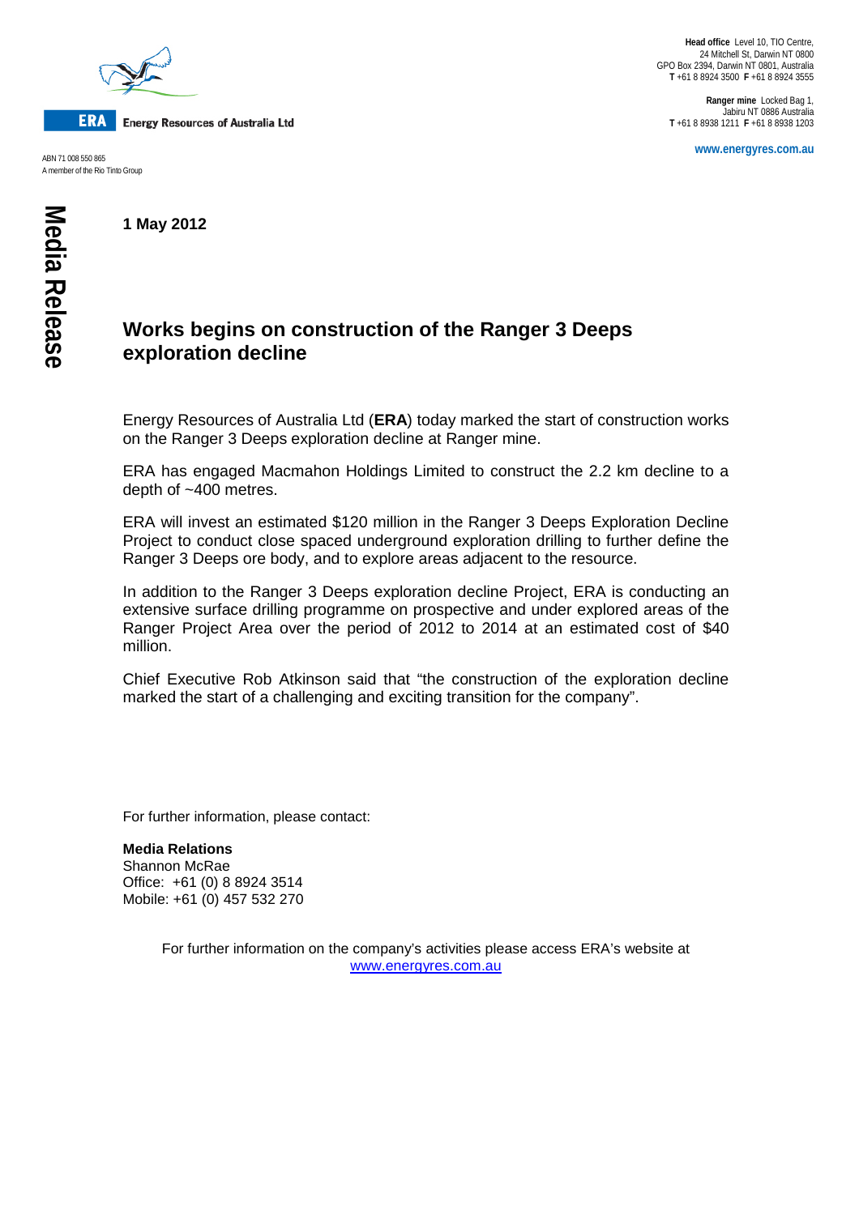Energy Resources of Australia Ltd

ABN 71 008 550 865
A member of the Rio Tinto Group

**Head office** Level 10, TIO Centre, 24 Mitchell St, Darwin NT 0800
GPO Box 2394, Darwin NT 0801, Australia
**T** +61 8 8924 3500 **F** +61 8 8924 3555

**Ranger mine** Locked Bag 1, Jabiru NT 0886 Australia
**T** +61 8 8938 1211 **F** +61 8 8938 1203

**www.energyres.com.au**

**Media Release**

**1 May 2012**

# Works begins on construction of the Ranger 3 Deeps exploration decline

Energy Resources of Australia Ltd (**ERA**) today marked the start of construction works on the Ranger 3 Deeps exploration decline at Ranger mine.

ERA has engaged Macmahon Holdings Limited to construct the 2.2 km decline to a depth of ~400 metres.

ERA will invest an estimated $120 million in the Ranger 3 Deeps Exploration Decline Project to conduct close spaced underground exploration drilling to further define the Ranger 3 Deeps ore body, and to explore areas adjacent to the resource.

In addition to the Ranger 3 Deeps exploration decline Project, ERA is conducting an extensive surface drilling programme on prospective and under explored areas of the Ranger Project Area over the period of 2012 to 2014 at an estimated cost of $40 million.

Chief Executive Rob Atkinson said that "the construction of the exploration decline marked the start of a challenging and exciting transition for the company".

For further information, please contact:

**Media Relations**
Shannon McRae
Office: +61 (0) 8 8924 3514
Mobile: +61 (0) 457 532 270

For further information on the company's activities please access ERA's website at www.energyres.com.au